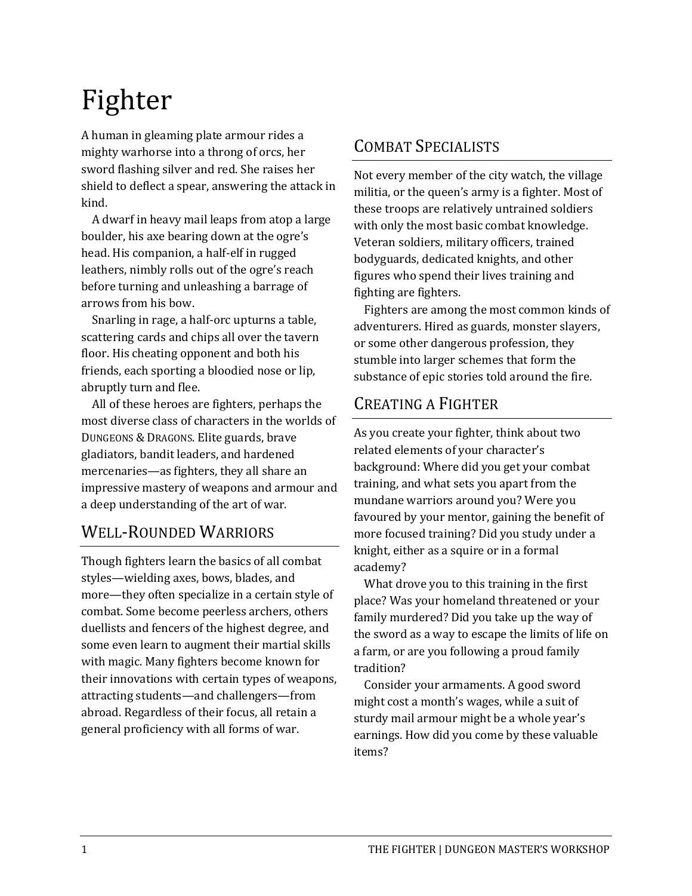# Fighter

A human in gleaming plate armour rides a mighty warhorse into a throng of orcs, her sword flashing silver and red. She raises her shield to deflect a spear, answering the attack in kind.

A dwarf in heavy mail leaps from atop a large boulder, his axe bearing down at the ogre's head. His companion, a half-elf in rugged leathers, nimbly rolls out of the ogre's reach before turning and unleashing a barrage of arrows from his bow.

Snarling in rage, a half-orc upturns a table, scattering cards and chips all over the tavern floor. His cheating opponent and both his friends, each sporting a bloodied nose or lip, abruptly turn and flee.

All of these heroes are fighters, perhaps the most diverse class of characters in the worlds of DUNGEONS & DRAGONS. Elite guards, brave gladiators, bandit leaders, and hardened mercenaries—as fighters, they all share an impressive mastery of weapons and armour and a deep understanding of the art of war.

## Well-Rounded Warriors

Though fighters learn the basics of all combat styles—wielding axes, bows, blades, and more—they often specialize in a certain style of combat. Some become peerless archers, others duellists and fencers of the highest degree, and some even learn to augment their martial skills with magic. Many fighters become known for their innovations with certain types of weapons, attracting students—and challengers—from abroad. Regardless of their focus, all retain a general proficiency with all forms of war.

## Combat Specialists

Not every member of the city watch, the village militia, or the queen's army is a fighter. Most of these troops are relatively untrained soldiers with only the most basic combat knowledge. Veteran soldiers, military officers, trained bodyguards, dedicated knights, and other figures who spend their lives training and fighting are fighters.

Fighters are among the most common kinds of adventurers. Hired as guards, monster slayers, or some other dangerous profession, they stumble into larger schemes that form the substance of epic stories told around the fire.

## Creating a Fighter

As you create your fighter, think about two related elements of your character's background: Where did you get your combat training, and what sets you apart from the mundane warriors around you? Were you favoured by your mentor, gaining the benefit of more focused training? Did you study under a knight, either as a squire or in a formal academy?

What drove you to this training in the first place? Was your homeland threatened or your family murdered? Did you take up the way of the sword as a way to escape the limits of life on a farm, or are you following a proud family tradition?

Consider your armaments. A good sword might cost a month's wages, while a suit of sturdy mail armour might be a whole year's earnings. How did you come by these valuable items?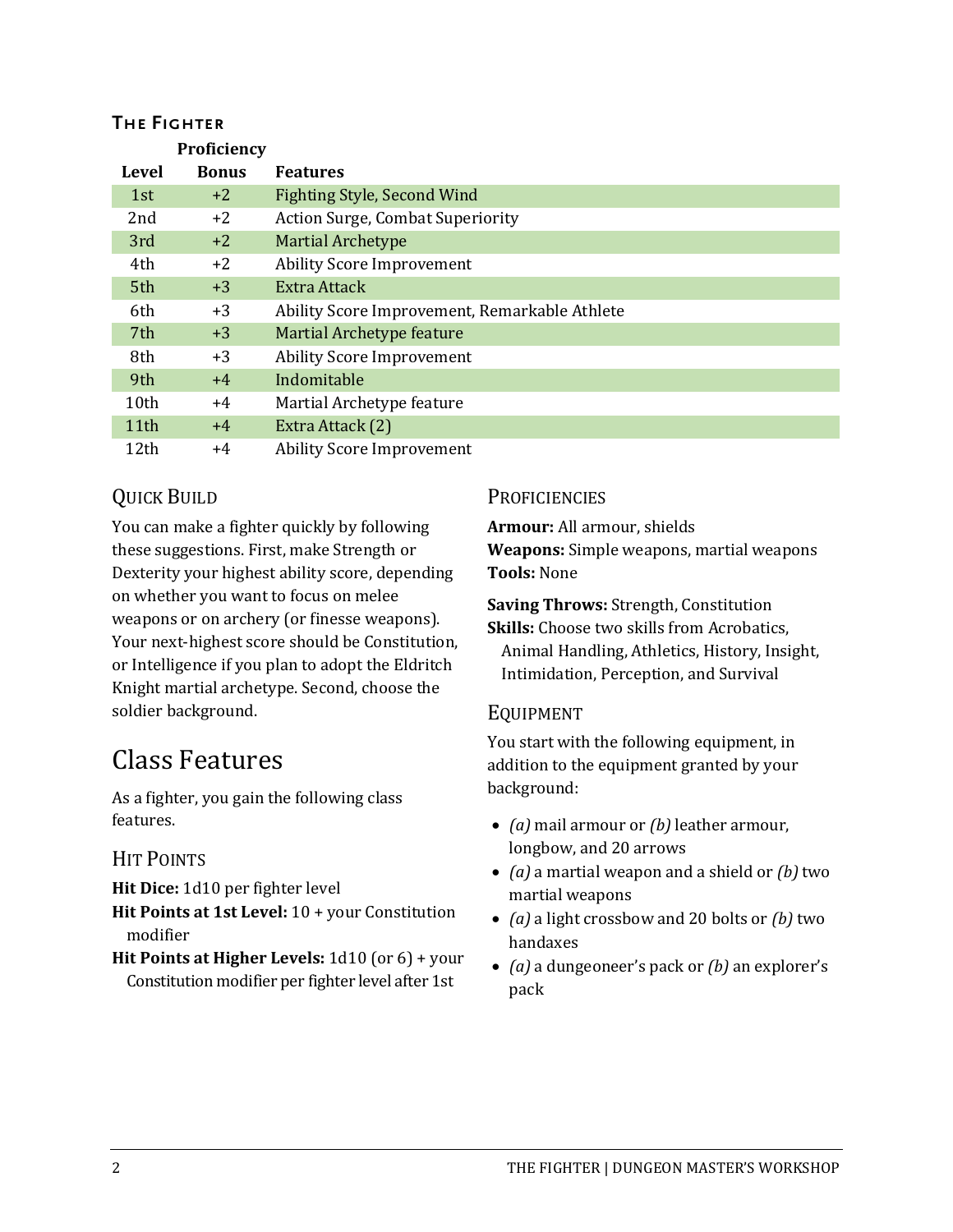### The Fighter

| Level | Proficiency Bonus | Features |
|---|---|---|
| 1st | +2 | Fighting Style, Second Wind |
| 2nd | +2 | Action Surge, Combat Superiority |
| 3rd | +2 | Martial Archetype |
| 4th | +2 | Ability Score Improvement |
| 5th | +3 | Extra Attack |
| 6th | +3 | Ability Score Improvement, Remarkable Athlete |
| 7th | +3 | Martial Archetype feature |
| 8th | +3 | Ability Score Improvement |
| 9th | +4 | Indomitable |
| 10th | +4 | Martial Archetype feature |
| 11th | +4 | Extra Attack (2) |
| 12th | +4 | Ability Score Improvement |

### Quick Build

You can make a fighter quickly by following these suggestions. First, make Strength or Dexterity your highest ability score, depending on whether you want to focus on melee weapons or on archery (or finesse weapons). Your next-highest score should be Constitution, or Intelligence if you plan to adopt the Eldritch Knight martial archetype. Second, choose the soldier background.

## Class Features

As a fighter, you gain the following class features.

### Hit Points

**Hit Dice:** 1d10 per fighter level

**Hit Points at 1st Level:** 10 + your Constitution modifier

**Hit Points at Higher Levels:** 1d10 (or 6) + your Constitution modifier per fighter level after 1st

### Proficiencies

**Armour:** All armour, shields

**Weapons:** Simple weapons, martial weapons

**Tools:** None

**Saving Throws:** Strength, Constitution

**Skills:** Choose two skills from Acrobatics, Animal Handling, Athletics, History, Insight, Intimidation, Perception, and Survival

### Equipment

You start with the following equipment, in addition to the equipment granted by your background:

- *(a)* mail armour or *(b)* leather armour, longbow, and 20 arrows
- *(a)* a martial weapon and a shield or *(b)* two martial weapons
- *(a)* a light crossbow and 20 bolts or *(b)* two handaxes
- *(a)* a dungeoneer's pack or *(b)* an explorer's pack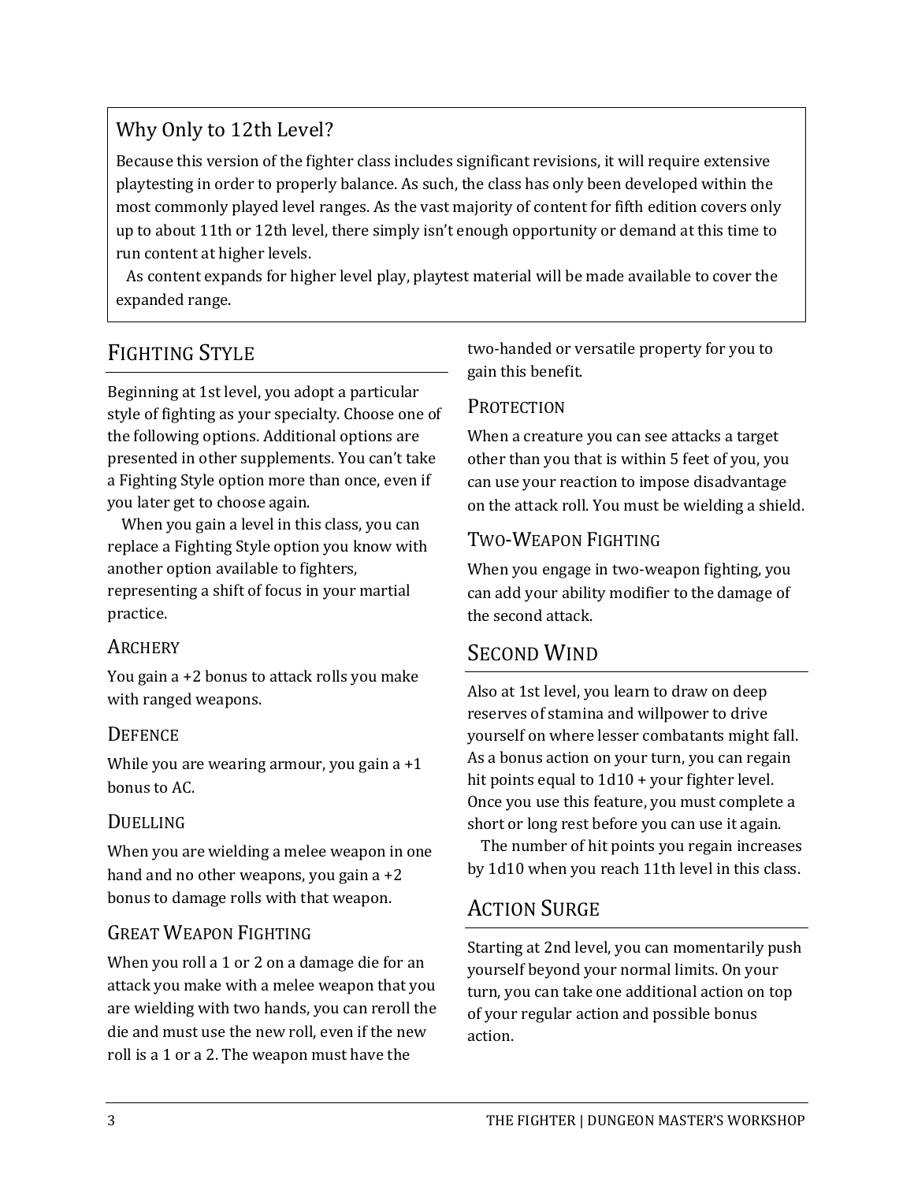### Why Only to 12th Level?

Because this version of the fighter class includes significant revisions, it will require extensive playtesting in order to properly balance. As such, the class has only been developed within the most commonly played level ranges. As the vast majority of content for fifth edition covers only up to about 11th or 12th level, there simply isn't enough opportunity or demand at this time to run content at higher levels.

As content expands for higher level play, playtest material will be made available to cover the expanded range.

## Fighting Style

Beginning at 1st level, you adopt a particular style of fighting as your specialty. Choose one of the following options. Additional options are presented in other supplements. You can't take a Fighting Style option more than once, even if you later get to choose again.

When you gain a level in this class, you can replace a Fighting Style option you know with another option available to fighters, representing a shift of focus in your martial practice.

### Archery

You gain a +2 bonus to attack rolls you make with ranged weapons.

### Defence

While you are wearing armour, you gain a +1 bonus to AC.

### Duelling

When you are wielding a melee weapon in one hand and no other weapons, you gain a +2 bonus to damage rolls with that weapon.

### Great Weapon Fighting

When you roll a 1 or 2 on a damage die for an attack you make with a melee weapon that you are wielding with two hands, you can reroll the die and must use the new roll, even if the new roll is a 1 or a 2. The weapon must have the two-handed or versatile property for you to gain this benefit.

### Protection

When a creature you can see attacks a target other than you that is within 5 feet of you, you can use your reaction to impose disadvantage on the attack roll. You must be wielding a shield.

### Two-Weapon Fighting

When you engage in two-weapon fighting, you can add your ability modifier to the damage of the second attack.

## Second Wind

Also at 1st level, you learn to draw on deep reserves of stamina and willpower to drive yourself on where lesser combatants might fall. As a bonus action on your turn, you can regain hit points equal to 1d10 + your fighter level. Once you use this feature, you must complete a short or long rest before you can use it again.

The number of hit points you regain increases by 1d10 when you reach 11th level in this class.

## Action Surge

Starting at 2nd level, you can momentarily push yourself beyond your normal limits. On your turn, you can take one additional action on top of your regular action and possible bonus action.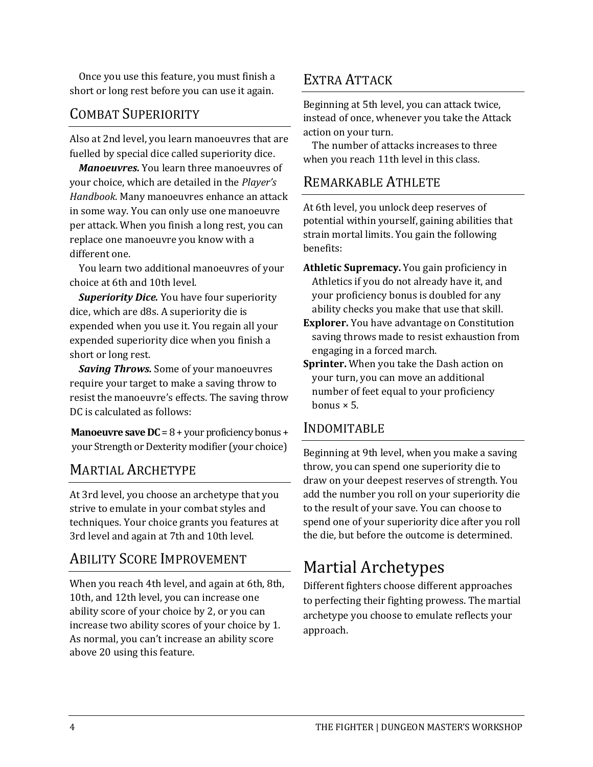Once you use this feature, you must finish a short or long rest before you can use it again.

## Combat Superiority

Also at 2nd level, you learn manoeuvres that are fuelled by special dice called superiority dice.

***Manoeuvres.*** You learn three manoeuvres of your choice, which are detailed in the *Player's Handbook*. Many manoeuvres enhance an attack in some way. You can only use one manoeuvre per attack. When you finish a long rest, you can replace one manoeuvre you know with a different one.

You learn two additional manoeuvres of your choice at 6th and 10th level.

***Superiority Dice.*** You have four superiority dice, which are d8s. A superiority die is expended when you use it. You regain all your expended superiority dice when you finish a short or long rest.

***Saving Throws.*** Some of your manoeuvres require your target to make a saving throw to resist the manoeuvre's effects. The saving throw DC is calculated as follows:

**Manoeuvre save DC** = 8 + your proficiency bonus + your Strength or Dexterity modifier (your choice)

## Martial Archetype

At 3rd level, you choose an archetype that you strive to emulate in your combat styles and techniques. Your choice grants you features at 3rd level and again at 7th and 10th level.

## Ability Score Improvement

When you reach 4th level, and again at 6th, 8th, 10th, and 12th level, you can increase one ability score of your choice by 2, or you can increase two ability scores of your choice by 1. As normal, you can't increase an ability score above 20 using this feature.

## Extra Attack

Beginning at 5th level, you can attack twice, instead of once, whenever you take the Attack action on your turn.

The number of attacks increases to three when you reach 11th level in this class.

## Remarkable Athlete

At 6th level, you unlock deep reserves of potential within yourself, gaining abilities that strain mortal limits. You gain the following benefits:

**Athletic Supremacy.** You gain proficiency in Athletics if you do not already have it, and your proficiency bonus is doubled for any ability checks you make that use that skill.

**Explorer.** You have advantage on Constitution saving throws made to resist exhaustion from engaging in a forced march.

**Sprinter.** When you take the Dash action on your turn, you can move an additional number of feet equal to your proficiency bonus × 5.

## Indomitable

Beginning at 9th level, when you make a saving throw, you can spend one superiority die to draw on your deepest reserves of strength. You add the number you roll on your superiority die to the result of your save. You can choose to spend one of your superiority dice after you roll the die, but before the outcome is determined.

# Martial Archetypes

Different fighters choose different approaches to perfecting their fighting prowess. The martial archetype you choose to emulate reflects your approach.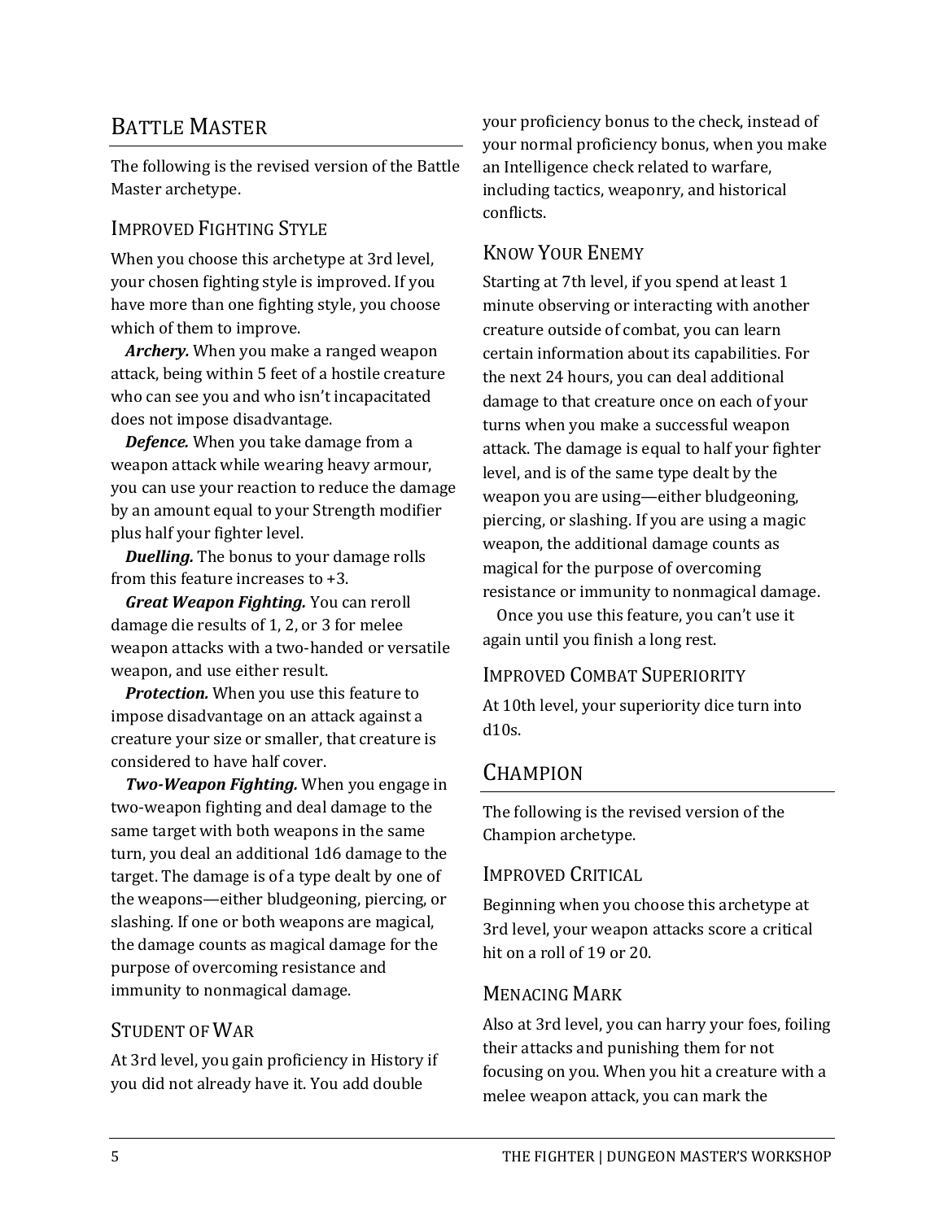## Battle Master

The following is the revised version of the Battle Master archetype.

### Improved Fighting Style

When you choose this archetype at 3rd level, your chosen fighting style is improved. If you have more than one fighting style, you choose which of them to improve.

***Archery.*** When you make a ranged weapon attack, being within 5 feet of a hostile creature who can see you and who isn't incapacitated does not impose disadvantage.

***Defence.*** When you take damage from a weapon attack while wearing heavy armour, you can use your reaction to reduce the damage by an amount equal to your Strength modifier plus half your fighter level.

***Duelling.*** The bonus to your damage rolls from this feature increases to +3.

***Great Weapon Fighting.*** You can reroll damage die results of 1, 2, or 3 for melee weapon attacks with a two-handed or versatile weapon, and use either result.

***Protection.*** When you use this feature to impose disadvantage on an attack against a creature your size or smaller, that creature is considered to have half cover.

***Two-Weapon Fighting.*** When you engage in two-weapon fighting and deal damage to the same target with both weapons in the same turn, you deal an additional 1d6 damage to the target. The damage is of a type dealt by one of the weapons—either bludgeoning, piercing, or slashing. If one or both weapons are magical, the damage counts as magical damage for the purpose of overcoming resistance and immunity to nonmagical damage.

### Student of War

At 3rd level, you gain proficiency in History if you did not already have it. You add double your proficiency bonus to the check, instead of your normal proficiency bonus, when you make an Intelligence check related to warfare, including tactics, weaponry, and historical conflicts.

### Know Your Enemy

Starting at 7th level, if you spend at least 1 minute observing or interacting with another creature outside of combat, you can learn certain information about its capabilities. For the next 24 hours, you can deal additional damage to that creature once on each of your turns when you make a successful weapon attack. The damage is equal to half your fighter level, and is of the same type dealt by the weapon you are using—either bludgeoning, piercing, or slashing. If you are using a magic weapon, the additional damage counts as magical for the purpose of overcoming resistance or immunity to nonmagical damage.

Once you use this feature, you can't use it again until you finish a long rest.

### Improved Combat Superiority

At 10th level, your superiority dice turn into d10s.

## Champion

The following is the revised version of the Champion archetype.

### Improved Critical

Beginning when you choose this archetype at 3rd level, your weapon attacks score a critical hit on a roll of 19 or 20.

### Menacing Mark

Also at 3rd level, you can harry your foes, foiling their attacks and punishing them for not focusing on you. When you hit a creature with a melee weapon attack, you can mark the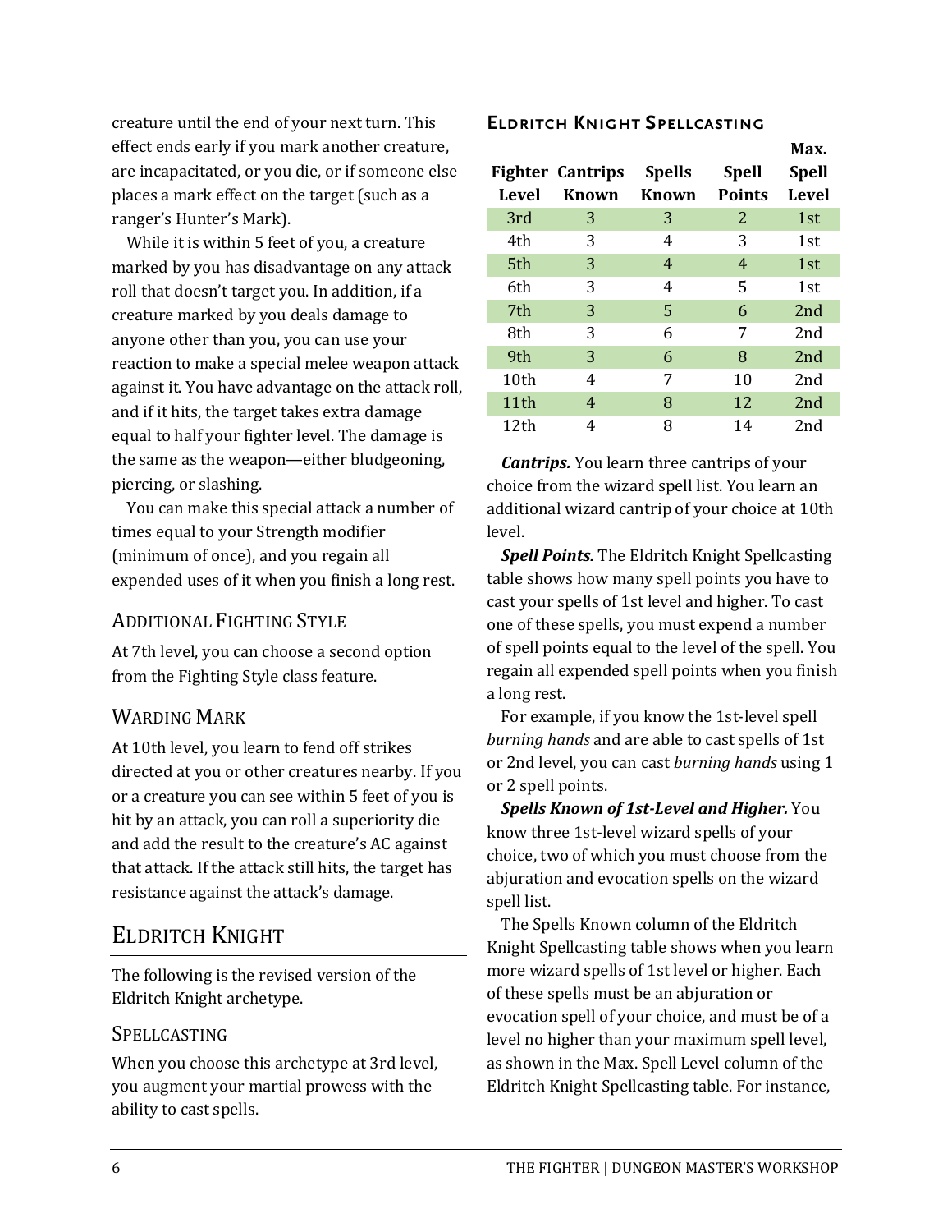creature until the end of your next turn. This effect ends early if you mark another creature, are incapacitated, or you die, or if someone else places a mark effect on the target (such as a ranger's Hunter's Mark).

While it is within 5 feet of you, a creature marked by you has disadvantage on any attack roll that doesn't target you. In addition, if a creature marked by you deals damage to anyone other than you, you can use your reaction to make a special melee weapon attack against it. You have advantage on the attack roll, and if it hits, the target takes extra damage equal to half your fighter level. The damage is the same as the weapon—either bludgeoning, piercing, or slashing.

You can make this special attack a number of times equal to your Strength modifier (minimum of once), and you regain all expended uses of it when you finish a long rest.

### Additional Fighting Style

At 7th level, you can choose a second option from the Fighting Style class feature.

### Warding Mark

At 10th level, you learn to fend off strikes directed at you or other creatures nearby. If you or a creature you can see within 5 feet of you is hit by an attack, you can roll a superiority die and add the result to the creature's AC against that attack. If the attack still hits, the target has resistance against the attack's damage.

## Eldritch Knight

The following is the revised version of the Eldritch Knight archetype.

### Spellcasting

When you choose this archetype at 3rd level, you augment your martial prowess with the ability to cast spells.

#### Eldritch Knight Spellcasting

| Fighter Level | Cantrips Known | Spells Known | Spell Points | Max. Spell Level |
|---|---|---|---|---|
| 3rd | 3 | 3 | 2 | 1st |
| 4th | 3 | 4 | 3 | 1st |
| 5th | 3 | 4 | 4 | 1st |
| 6th | 3 | 4 | 5 | 1st |
| 7th | 3 | 5 | 6 | 2nd |
| 8th | 3 | 6 | 7 | 2nd |
| 9th | 3 | 6 | 8 | 2nd |
| 10th | 4 | 7 | 10 | 2nd |
| 11th | 4 | 8 | 12 | 2nd |
| 12th | 4 | 8 | 14 | 2nd |

***Cantrips.*** You learn three cantrips of your choice from the wizard spell list. You learn an additional wizard cantrip of your choice at 10th level.

***Spell Points.*** The Eldritch Knight Spellcasting table shows how many spell points you have to cast your spells of 1st level and higher. To cast one of these spells, you must expend a number of spell points equal to the level of the spell. You regain all expended spell points when you finish a long rest.

For example, if you know the 1st-level spell *burning hands* and are able to cast spells of 1st or 2nd level, you can cast *burning hands* using 1 or 2 spell points.

***Spells Known of 1st-Level and Higher.*** You know three 1st-level wizard spells of your choice, two of which you must choose from the abjuration and evocation spells on the wizard spell list.

The Spells Known column of the Eldritch Knight Spellcasting table shows when you learn more wizard spells of 1st level or higher. Each of these spells must be an abjuration or evocation spell of your choice, and must be of a level no higher than your maximum spell level, as shown in the Max. Spell Level column of the Eldritch Knight Spellcasting table. For instance,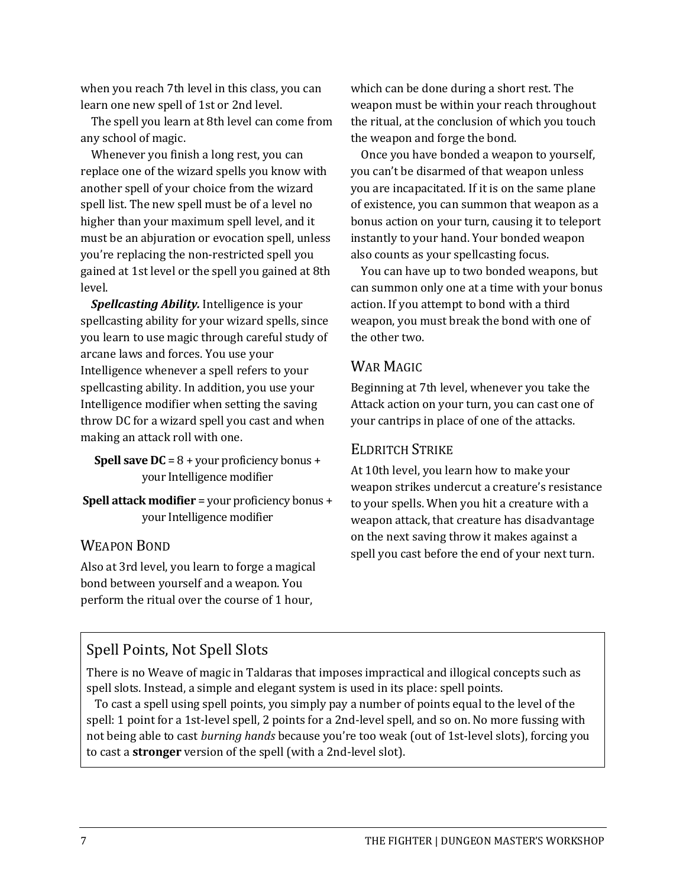when you reach 7th level in this class, you can learn one new spell of 1st or 2nd level.

The spell you learn at 8th level can come from any school of magic.

Whenever you finish a long rest, you can replace one of the wizard spells you know with another spell of your choice from the wizard spell list. The new spell must be of a level no higher than your maximum spell level, and it must be an abjuration or evocation spell, unless you're replacing the non-restricted spell you gained at 1st level or the spell you gained at 8th level.

***Spellcasting Ability.*** Intelligence is your spellcasting ability for your wizard spells, since you learn to use magic through careful study of arcane laws and forces. You use your Intelligence whenever a spell refers to your spellcasting ability. In addition, you use your Intelligence modifier when setting the saving throw DC for a wizard spell you cast and when making an attack roll with one.

**Spell save DC** = 8 + your proficiency bonus + your Intelligence modifier

**Spell attack modifier** = your proficiency bonus + your Intelligence modifier

### Weapon Bond

Also at 3rd level, you learn to forge a magical bond between yourself and a weapon. You perform the ritual over the course of 1 hour, which can be done during a short rest. The weapon must be within your reach throughout the ritual, at the conclusion of which you touch the weapon and forge the bond.

Once you have bonded a weapon to yourself, you can't be disarmed of that weapon unless you are incapacitated. If it is on the same plane of existence, you can summon that weapon as a bonus action on your turn, causing it to teleport instantly to your hand. Your bonded weapon also counts as your spellcasting focus.

You can have up to two bonded weapons, but can summon only one at a time with your bonus action. If you attempt to bond with a third weapon, you must break the bond with one of the other two.

### War Magic

Beginning at 7th level, whenever you take the Attack action on your turn, you can cast one of your cantrips in place of one of the attacks.

### Eldritch Strike

At 10th level, you learn how to make your weapon strikes undercut a creature's resistance to your spells. When you hit a creature with a weapon attack, that creature has disadvantage on the next saving throw it makes against a spell you cast before the end of your next turn.

> ## Spell Points, Not Spell Slots
>
> There is no Weave of magic in Taldaras that imposes impractical and illogical concepts such as spell slots. Instead, a simple and elegant system is used in its place: spell points.
>
> To cast a spell using spell points, you simply pay a number of points equal to the level of the spell: 1 point for a 1st-level spell, 2 points for a 2nd-level spell, and so on. No more fussing with not being able to cast *burning hands* because you're too weak (out of 1st-level slots), forcing you to cast a **stronger** version of the spell (with a 2nd-level slot).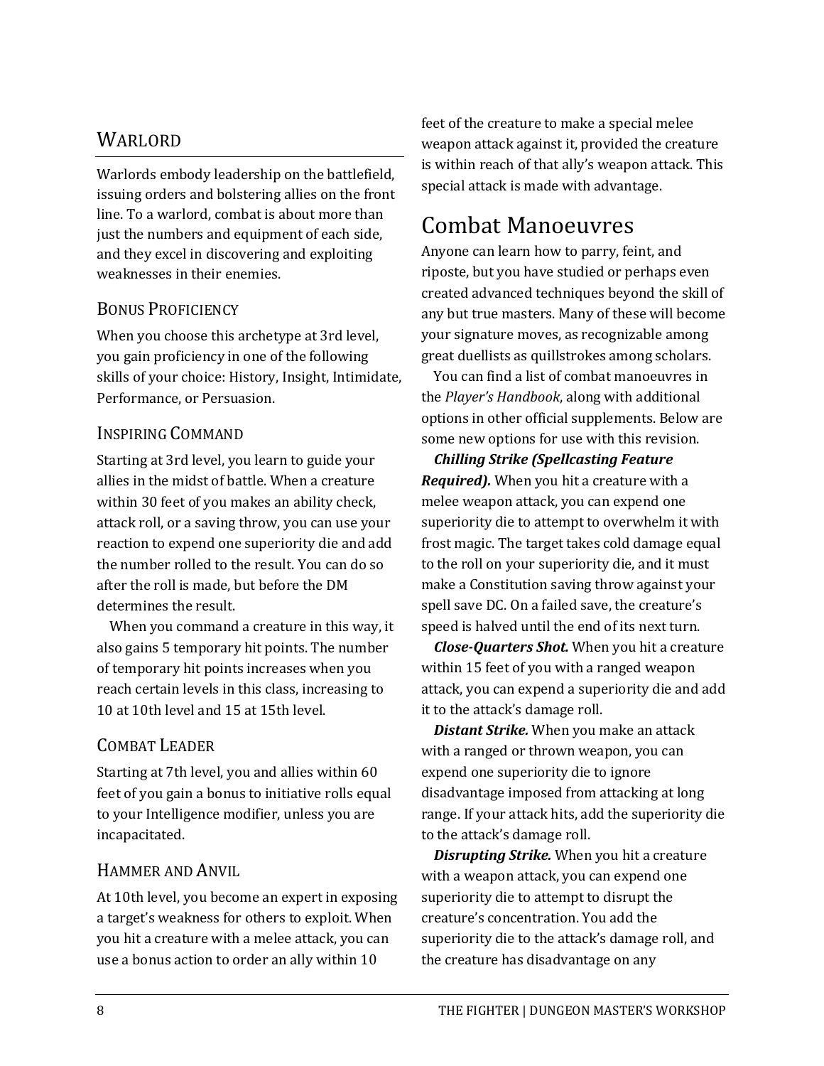## Warlord

Warlords embody leadership on the battlefield, issuing orders and bolstering allies on the front line. To a warlord, combat is about more than just the numbers and equipment of each side, and they excel in discovering and exploiting weaknesses in their enemies.

### Bonus Proficiency

When you choose this archetype at 3rd level, you gain proficiency in one of the following skills of your choice: History, Insight, Intimidate, Performance, or Persuasion.

### Inspiring Command

Starting at 3rd level, you learn to guide your allies in the midst of battle. When a creature within 30 feet of you makes an ability check, attack roll, or a saving throw, you can use your reaction to expend one superiority die and add the number rolled to the result. You can do so after the roll is made, but before the DM determines the result.

When you command a creature in this way, it also gains 5 temporary hit points. The number of temporary hit points increases when you reach certain levels in this class, increasing to 10 at 10th level and 15 at 15th level.

### Combat Leader

Starting at 7th level, you and allies within 60 feet of you gain a bonus to initiative rolls equal to your Intelligence modifier, unless you are incapacitated.

### Hammer and Anvil

At 10th level, you become an expert in exposing a target's weakness for others to exploit. When you hit a creature with a melee attack, you can use a bonus action to order an ally within 10 feet of the creature to make a special melee weapon attack against it, provided the creature is within reach of that ally's weapon attack. This special attack is made with advantage.

# Combat Manoeuvres

Anyone can learn how to parry, feint, and riposte, but you have studied or perhaps even created advanced techniques beyond the skill of any but true masters. Many of these will become your signature moves, as recognizable among great duellists as quillstrokes among scholars.

You can find a list of combat manoeuvres in the *Player's Handbook*, along with additional options in other official supplements. Below are some new options for use with this revision.

***Chilling Strike (Spellcasting Feature Required).*** When you hit a creature with a melee weapon attack, you can expend one superiority die to attempt to overwhelm it with frost magic. The target takes cold damage equal to the roll on your superiority die, and it must make a Constitution saving throw against your spell save DC. On a failed save, the creature's speed is halved until the end of its next turn.

***Close-Quarters Shot.*** When you hit a creature within 15 feet of you with a ranged weapon attack, you can expend a superiority die and add it to the attack's damage roll.

***Distant Strike.*** When you make an attack with a ranged or thrown weapon, you can expend one superiority die to ignore disadvantage imposed from attacking at long range. If your attack hits, add the superiority die to the attack's damage roll.

***Disrupting Strike.*** When you hit a creature with a weapon attack, you can expend one superiority die to attempt to disrupt the creature's concentration. You add the superiority die to the attack's damage roll, and the creature has disadvantage on any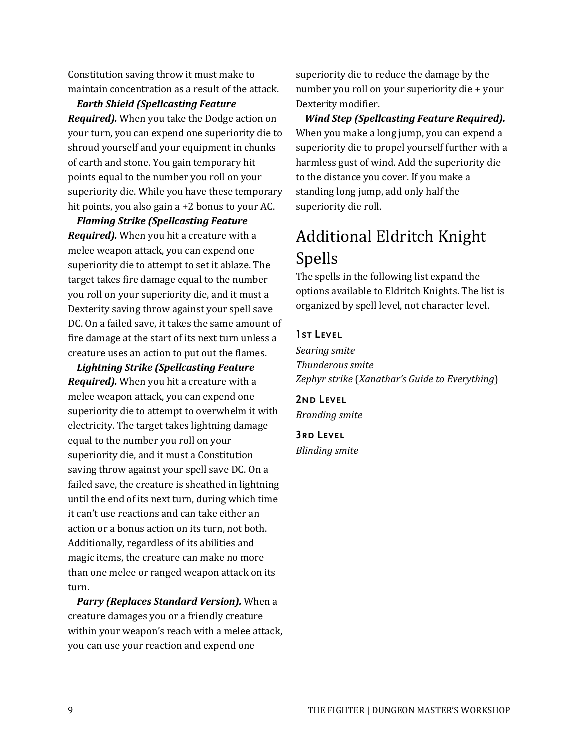Constitution saving throw it must make to maintain concentration as a result of the attack.

***Earth Shield (Spellcasting Feature Required).*** When you take the Dodge action on your turn, you can expend one superiority die to shroud yourself and your equipment in chunks of earth and stone. You gain temporary hit points equal to the number you roll on your superiority die. While you have these temporary hit points, you also gain a +2 bonus to your AC.

***Flaming Strike (Spellcasting Feature Required).*** When you hit a creature with a melee weapon attack, you can expend one superiority die to attempt to set it ablaze. The target takes fire damage equal to the number you roll on your superiority die, and it must a Dexterity saving throw against your spell save DC. On a failed save, it takes the same amount of fire damage at the start of its next turn unless a creature uses an action to put out the flames.

***Lightning Strike (Spellcasting Feature Required).*** When you hit a creature with a melee weapon attack, you can expend one superiority die to attempt to overwhelm it with electricity. The target takes lightning damage equal to the number you roll on your superiority die, and it must a Constitution saving throw against your spell save DC. On a failed save, the creature is sheathed in lightning until the end of its next turn, during which time it can't use reactions and can take either an action or a bonus action on its turn, not both. Additionally, regardless of its abilities and magic items, the creature can make no more than one melee or ranged weapon attack on its turn.

***Parry (Replaces Standard Version).*** When a creature damages you or a friendly creature within your weapon's reach with a melee attack, you can use your reaction and expend one superiority die to reduce the damage by the number you roll on your superiority die + your Dexterity modifier.

***Wind Step (Spellcasting Feature Required).*** When you make a long jump, you can expend a superiority die to propel yourself further with a harmless gust of wind. Add the superiority die to the distance you cover. If you make a standing long jump, add only half the superiority die roll.

# Additional Eldritch Knight Spells

The spells in the following list expand the options available to Eldritch Knights. The list is organized by spell level, not character level.

### 1st Level

*Searing smite*
*Thunderous smite*
*Zephyr strike* (*Xanathar's Guide to Everything*)

### 2nd Level

*Branding smite*

### 3rd Level

*Blinding smite*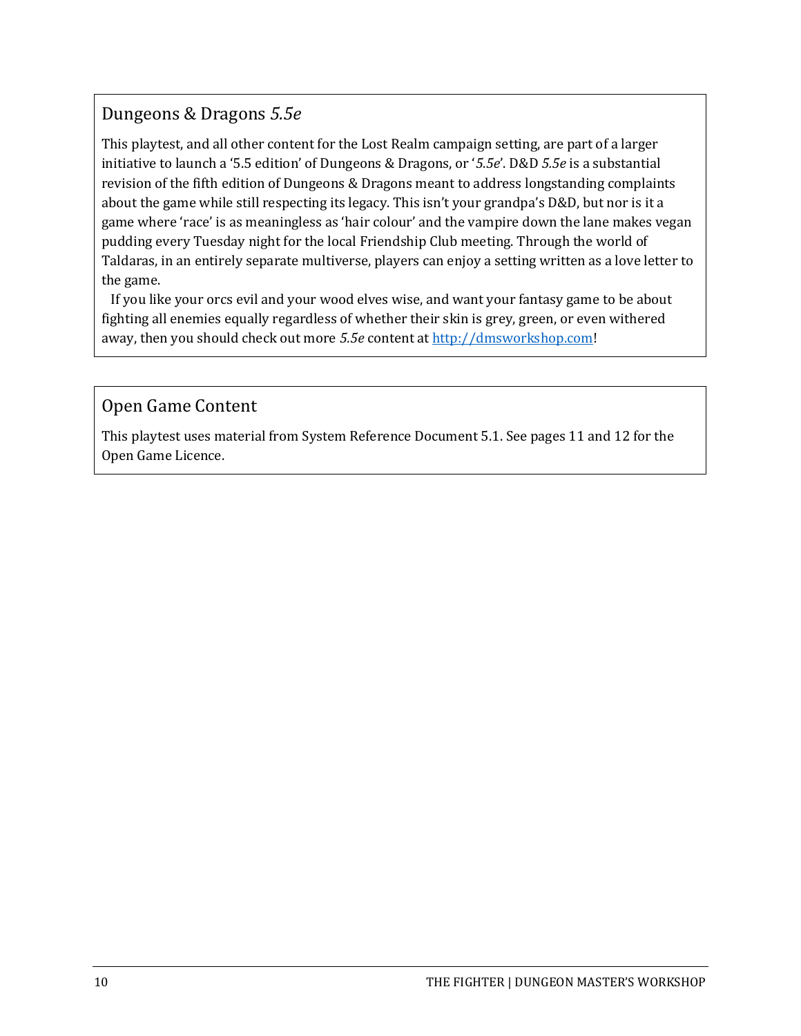## Dungeons & Dragons *5.5e*

This playtest, and all other content for the Lost Realm campaign setting, are part of a larger initiative to launch a '5.5 edition' of Dungeons & Dragons, or '*5.5e*'. D&D *5.5e* is a substantial revision of the fifth edition of Dungeons & Dragons meant to address longstanding complaints about the game while still respecting its legacy. This isn't your grandpa's D&D, but nor is it a game where 'race' is as meaningless as 'hair colour' and the vampire down the lane makes vegan pudding every Tuesday night for the local Friendship Club meeting. Through the world of Taldaras, in an entirely separate multiverse, players can enjoy a setting written as a love letter to the game.

If you like your orcs evil and your wood elves wise, and want your fantasy game to be about fighting all enemies equally regardless of whether their skin is grey, green, or even withered away, then you should check out more *5.5e* content at [http://dmsworkshop.com](http://dmsworkshop.com)!

## Open Game Content

This playtest uses material from System Reference Document 5.1. See pages 11 and 12 for the Open Game Licence.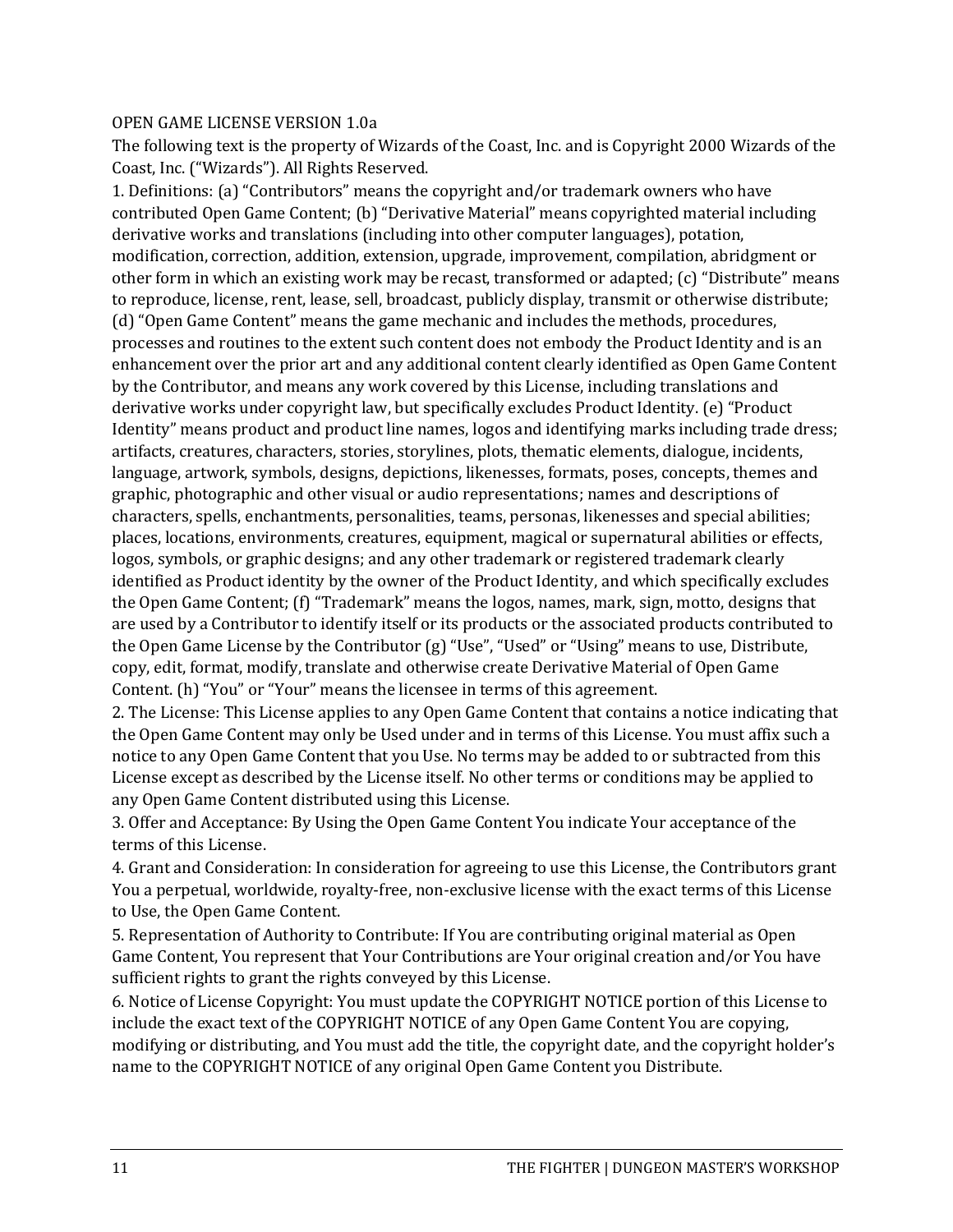OPEN GAME LICENSE VERSION 1.0a

The following text is the property of Wizards of the Coast, Inc. and is Copyright 2000 Wizards of the Coast, Inc. ("Wizards"). All Rights Reserved.

1. Definitions: (a) "Contributors" means the copyright and/or trademark owners who have contributed Open Game Content; (b) "Derivative Material" means copyrighted material including derivative works and translations (including into other computer languages), potation, modification, correction, addition, extension, upgrade, improvement, compilation, abridgment or other form in which an existing work may be recast, transformed or adapted; (c) "Distribute" means to reproduce, license, rent, lease, sell, broadcast, publicly display, transmit or otherwise distribute; (d) "Open Game Content" means the game mechanic and includes the methods, procedures, processes and routines to the extent such content does not embody the Product Identity and is an enhancement over the prior art and any additional content clearly identified as Open Game Content by the Contributor, and means any work covered by this License, including translations and derivative works under copyright law, but specifically excludes Product Identity. (e) "Product Identity" means product and product line names, logos and identifying marks including trade dress; artifacts, creatures, characters, stories, storylines, plots, thematic elements, dialogue, incidents, language, artwork, symbols, designs, depictions, likenesses, formats, poses, concepts, themes and graphic, photographic and other visual or audio representations; names and descriptions of characters, spells, enchantments, personalities, teams, personas, likenesses and special abilities; places, locations, environments, creatures, equipment, magical or supernatural abilities or effects, logos, symbols, or graphic designs; and any other trademark or registered trademark clearly identified as Product identity by the owner of the Product Identity, and which specifically excludes the Open Game Content; (f) "Trademark" means the logos, names, mark, sign, motto, designs that are used by a Contributor to identify itself or its products or the associated products contributed to the Open Game License by the Contributor (g) "Use", "Used" or "Using" means to use, Distribute, copy, edit, format, modify, translate and otherwise create Derivative Material of Open Game Content. (h) "You" or "Your" means the licensee in terms of this agreement.
2. The License: This License applies to any Open Game Content that contains a notice indicating that the Open Game Content may only be Used under and in terms of this License. You must affix such a notice to any Open Game Content that you Use. No terms may be added to or subtracted from this License except as described by the License itself. No other terms or conditions may be applied to any Open Game Content distributed using this License.
3. Offer and Acceptance: By Using the Open Game Content You indicate Your acceptance of the terms of this License.
4. Grant and Consideration: In consideration for agreeing to use this License, the Contributors grant You a perpetual, worldwide, royalty-free, non-exclusive license with the exact terms of this License to Use, the Open Game Content.
5. Representation of Authority to Contribute: If You are contributing original material as Open Game Content, You represent that Your Contributions are Your original creation and/or You have sufficient rights to grant the rights conveyed by this License.
6. Notice of License Copyright: You must update the COPYRIGHT NOTICE portion of this License to include the exact text of the COPYRIGHT NOTICE of any Open Game Content You are copying, modifying or distributing, and You must add the title, the copyright date, and the copyright holder's name to the COPYRIGHT NOTICE of any original Open Game Content you Distribute.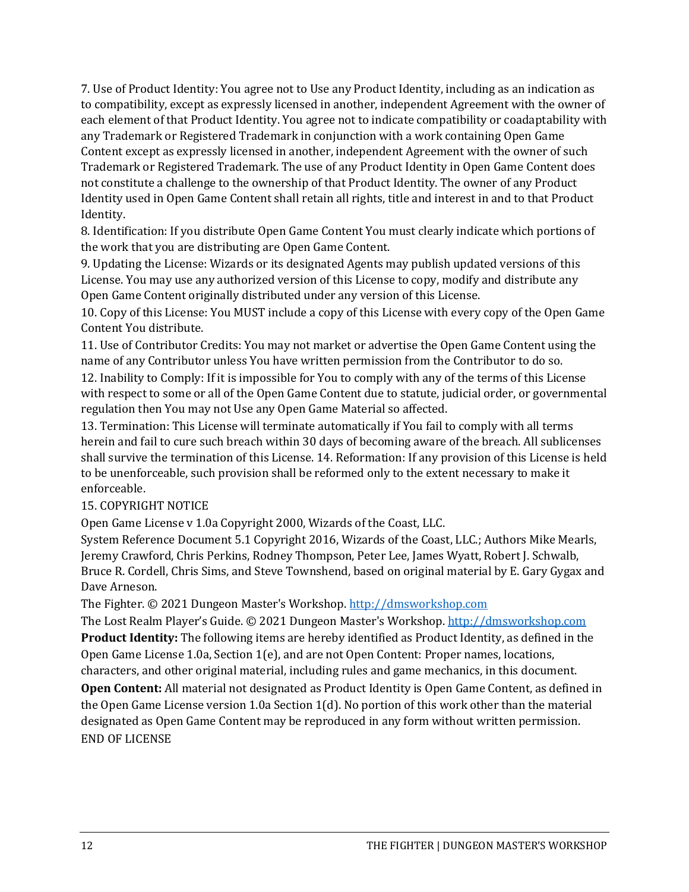7. Use of Product Identity: You agree not to Use any Product Identity, including as an indication as to compatibility, except as expressly licensed in another, independent Agreement with the owner of each element of that Product Identity. You agree not to indicate compatibility or coadaptability with any Trademark or Registered Trademark in conjunction with a work containing Open Game Content except as expressly licensed in another, independent Agreement with the owner of such Trademark or Registered Trademark. The use of any Product Identity in Open Game Content does not constitute a challenge to the ownership of that Product Identity. The owner of any Product Identity used in Open Game Content shall retain all rights, title and interest in and to that Product Identity.

8. Identification: If you distribute Open Game Content You must clearly indicate which portions of the work that you are distributing are Open Game Content.

9. Updating the License: Wizards or its designated Agents may publish updated versions of this License. You may use any authorized version of this License to copy, modify and distribute any Open Game Content originally distributed under any version of this License.

10. Copy of this License: You MUST include a copy of this License with every copy of the Open Game Content You distribute.

11. Use of Contributor Credits: You may not market or advertise the Open Game Content using the name of any Contributor unless You have written permission from the Contributor to do so.

12. Inability to Comply: If it is impossible for You to comply with any of the terms of this License with respect to some or all of the Open Game Content due to statute, judicial order, or governmental regulation then You may not Use any Open Game Material so affected.

13. Termination: This License will terminate automatically if You fail to comply with all terms herein and fail to cure such breach within 30 days of becoming aware of the breach. All sublicenses shall survive the termination of this License. 14. Reformation: If any provision of this License is held to be unenforceable, such provision shall be reformed only to the extent necessary to make it enforceable.

15. COPYRIGHT NOTICE

Open Game License v 1.0a Copyright 2000, Wizards of the Coast, LLC.

System Reference Document 5.1 Copyright 2016, Wizards of the Coast, LLC.; Authors Mike Mearls, Jeremy Crawford, Chris Perkins, Rodney Thompson, Peter Lee, James Wyatt, Robert J. Schwalb, Bruce R. Cordell, Chris Sims, and Steve Townshend, based on original material by E. Gary Gygax and Dave Arneson.

The Fighter. © 2021 Dungeon Master's Workshop. http://dmsworkshop.com

The Lost Realm Player's Guide. © 2021 Dungeon Master's Workshop. http://dmsworkshop.com

**Product Identity:** The following items are hereby identified as Product Identity, as defined in the Open Game License 1.0a, Section 1(e), and are not Open Content: Proper names, locations, characters, and other original material, including rules and game mechanics, in this document.

**Open Content:** All material not designated as Product Identity is Open Game Content, as defined in the Open Game License version 1.0a Section 1(d). No portion of this work other than the material designated as Open Game Content may be reproduced in any form without written permission.

END OF LICENSE